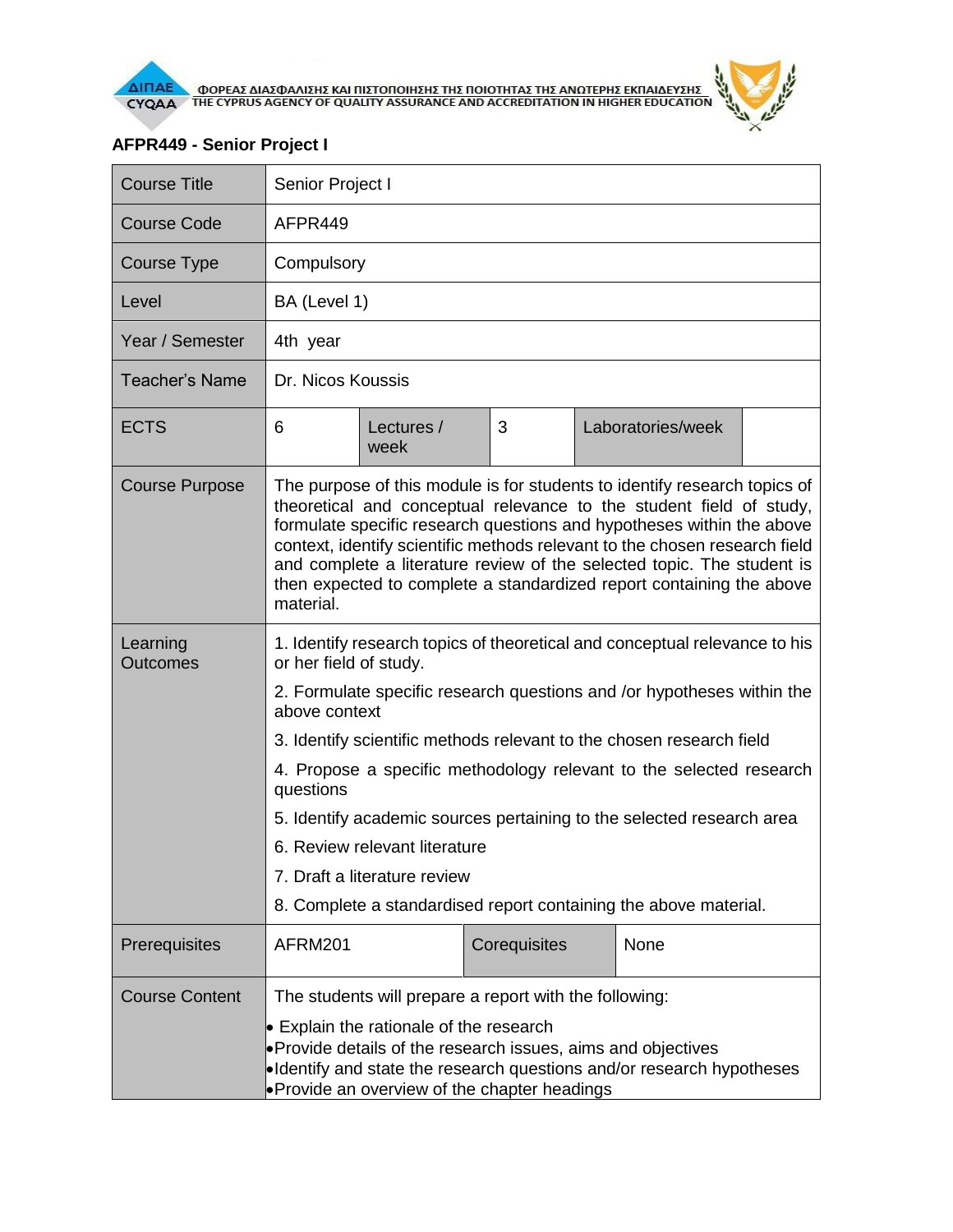ΦΟΡΕΑΣ ΔΙΑΣΦΑΛΙΣΗΣ ΚΑΙ ΠΙΣΤΟΠΟΙΗΣΗΣ ΤΗΣ ΠΟΙΟΤΗΤΑΣ ΤΗΣ ΑΝΩΤΕΡΗΣ ΕΚΠΑΙΔΕΥΣΗΣ
THE CYPRUS AGENCY OF QUALITY ASSURANCE AND ACCREDITATION IN HIGHER EDUCATION

**AFPR449 - Senior Project I**

| Course Title | Senior Project I | | | | |
|---|---|---|---|---|---|
| Course Code | AFPR449 | | | | |
| Course Type | Compulsory | | | | |
| Level | BA (Level 1) | | | | |
| Year / Semester | 4th year | | | | |
| Teacher's Name | Dr. Nicos Koussis | | | | |
| ECTS | 6 | Lectures / week | 3 | Laboratories/week | |
| Course Purpose | The purpose of this module is for students to identify research topics of theoretical and conceptual relevance to the student field of study, formulate specific research questions and hypotheses within the above context, identify scientific methods relevant to the chosen research field and complete a literature review of the selected topic. The student is then expected to complete a standardized report containing the above material. | | | | |
| Learning Outcomes | 1. Identify research topics of theoretical and conceptual relevance to his or her field of study.<br>2. Formulate specific research questions and /or hypotheses within the above context<br>3. Identify scientific methods relevant to the chosen research field<br>4. Propose a specific methodology relevant to the selected research questions<br>5. Identify academic sources pertaining to the selected research area<br>6. Review relevant literature<br>7. Draft a literature review<br>8. Complete a standardised report containing the above material. | | | | |
| Prerequisites | AFRM201 | Corequisites | None | | |
| Course Content | The students will prepare a report with the following:<br>• Explain the rationale of the research<br>• Provide details of the research issues, aims and objectives<br>• Identify and state the research questions and/or research hypotheses<br>• Provide an overview of the chapter headings | | | | |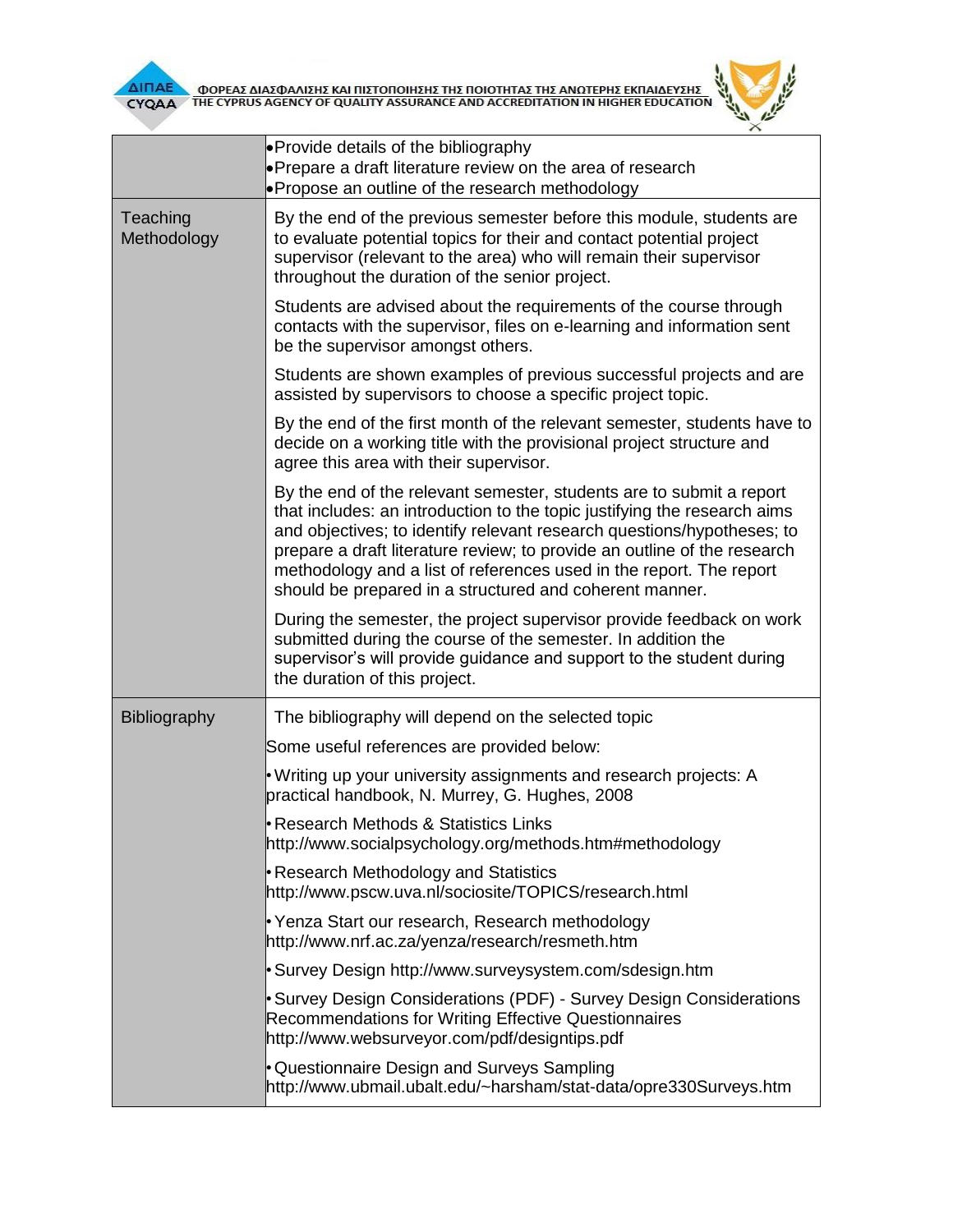| | |
|---|---|
| | •Provide details of the bibliography<br>•Prepare a draft literature review on the area of research<br>•Propose an outline of the research methodology |
| Teaching Methodology | By the end of the previous semester before this module, students are to evaluate potential topics for their and contact potential project supervisor (relevant to the area) who will remain their supervisor throughout the duration of the senior project.<br><br>Students are advised about the requirements of the course through contacts with the supervisor, files on e-learning and information sent be the supervisor amongst others.<br><br>Students are shown examples of previous successful projects and are assisted by supervisors to choose a specific project topic.<br><br>By the end of the first month of the relevant semester, students have to decide on a working title with the provisional project structure and agree this area with their supervisor.<br><br>By the end of the relevant semester, students are to submit a report that includes: an introduction to the topic justifying the research aims and objectives; to identify relevant research questions/hypotheses; to prepare a draft literature review; to provide an outline of the research methodology and a list of references used in the report. The report should be prepared in a structured and coherent manner.<br><br>During the semester, the project supervisor provide feedback on work submitted during the course of the semester. In addition the supervisor's will provide guidance and support to the student during the duration of this project. |
| Bibliography | The bibliography will depend on the selected topic<br><br>Some useful references are provided below:<br><br>• Writing up your university assignments and research projects: A practical handbook, N. Murrey, G. Hughes, 2008<br><br>• Research Methods & Statistics Links http://www.socialpsychology.org/methods.htm#methodology<br><br>• Research Methodology and Statistics http://www.pscw.uva.nl/sociosite/TOPICS/research.html<br><br>• Yenza Start our research, Research methodology http://www.nrf.ac.za/yenza/research/resmeth.htm<br><br>• Survey Design http://www.surveysystem.com/sdesign.htm<br><br>• Survey Design Considerations (PDF) - Survey Design Considerations Recommendations for Writing Effective Questionnaires http://www.websurveyor.com/pdf/designtips.pdf<br><br>• Questionnaire Design and Surveys Sampling http://www.ubmail.ubalt.edu/~harsham/stat-data/opre330Surveys.htm |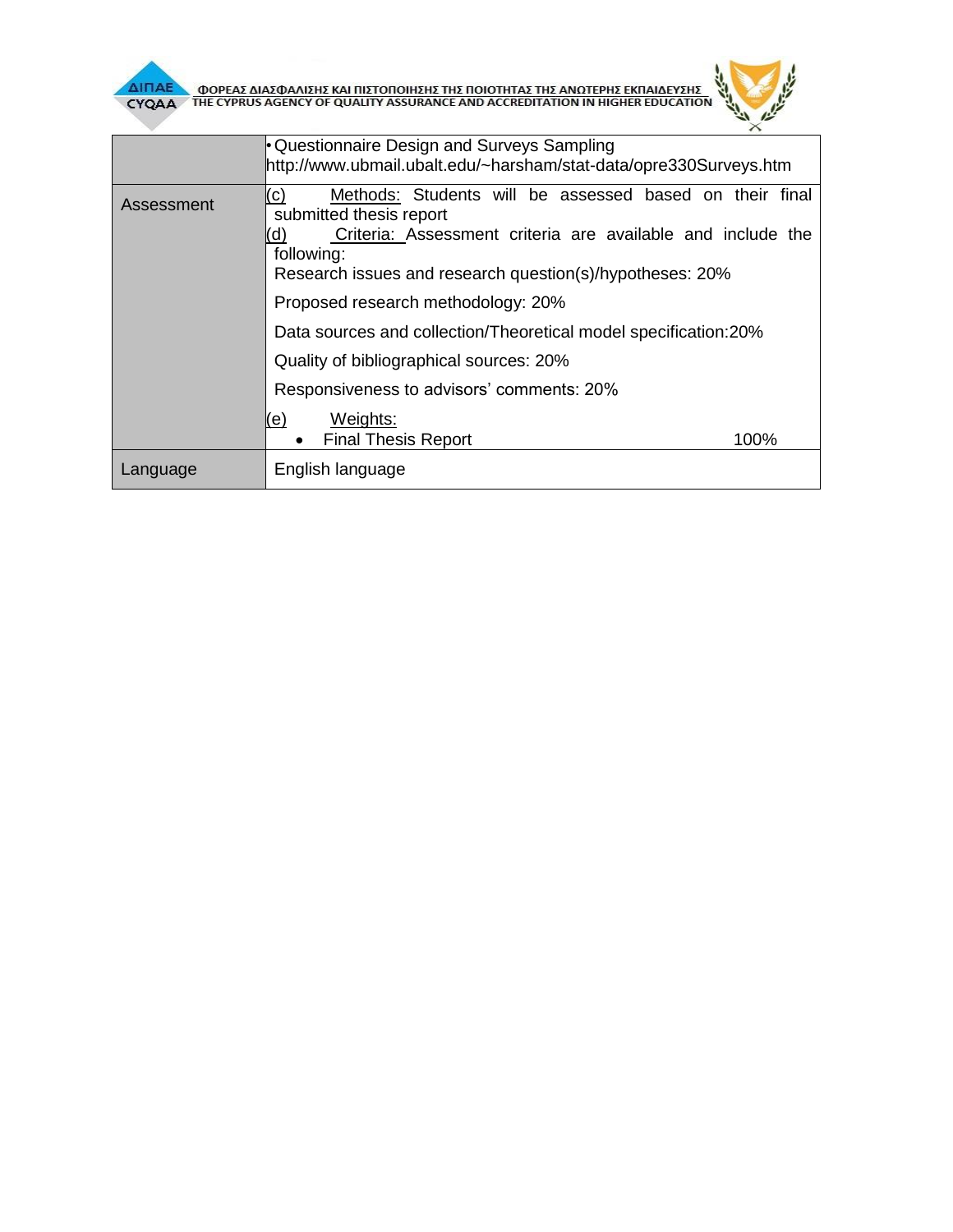| | |
|---|---|
| | • Questionnaire Design and Surveys Sampling http://www.ubmail.ubalt.edu/~harsham/stat-data/opre330Surveys.htm |
| Assessment | (c) Methods: Students will be assessed based on their final submitted thesis report<br>(d) Criteria: Assessment criteria are available and include the following:<br>Research issues and research question(s)/hypotheses: 20%<br>Proposed research methodology: 20%<br>Data sources and collection/Theoretical model specification:20%<br>Quality of bibliographical sources: 20%<br>Responsiveness to advisors' comments: 20%<br>(e) Weights:<br>• Final Thesis Report 100% |
| Language | English language |